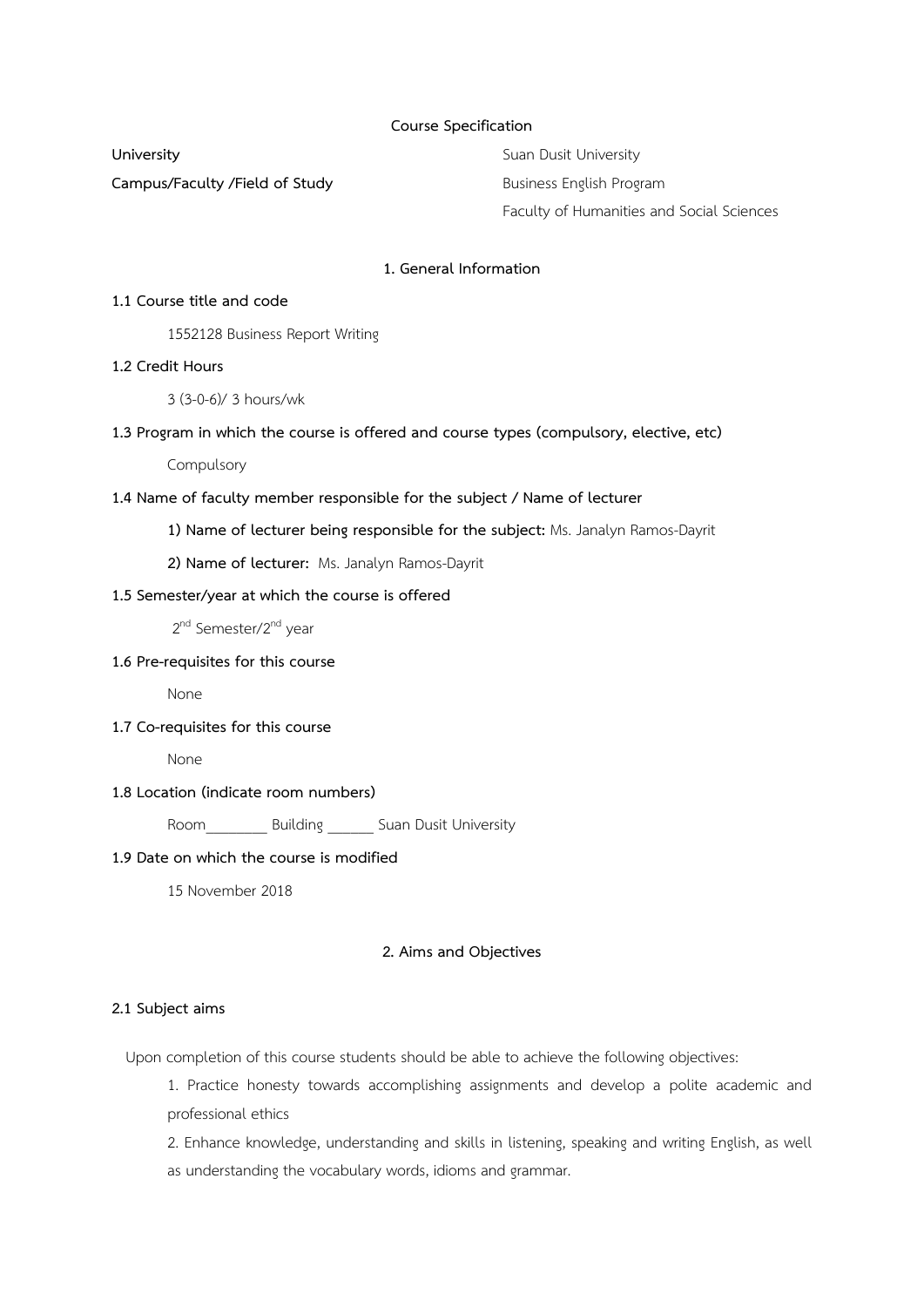**Course Specification**

| | |
|---|---|
| **University** | Suan Dusit University |
| **Campus/Faculty /Field of Study** | Business English Program<br>Faculty of Humanities and Social Sciences |

## 1. General Information

### 1.1 Course title and code

1552128 Business Report Writing

### 1.2 Credit Hours

3 (3-0-6)/ 3 hours/wk

### 1.3 Program in which the course is offered and course types (compulsory, elective, etc)

Compulsory

### 1.4 Name of faculty member responsible for the subject / Name of lecturer

**1) Name of lecturer being responsible for the subject:** Ms. Janalyn Ramos-Dayrit

**2) Name of lecturer:** Ms. Janalyn Ramos-Dayrit

### 1.5 Semester/year at which the course is offered

2nd Semester/2nd year

### 1.6 Pre-requisites for this course

None

### 1.7 Co-requisites for this course

None

### 1.8 Location (indicate room numbers)

Room________ Building ______ Suan Dusit University

### 1.9 Date on which the course is modified

15 November 2018

## 2. Aims and Objectives

### 2.1 Subject aims

Upon completion of this course students should be able to achieve the following objectives:

1. Practice honesty towards accomplishing assignments and develop a polite academic and professional ethics
2. Enhance knowledge, understanding and skills in listening, speaking and writing English, as well as understanding the vocabulary words, idioms and grammar.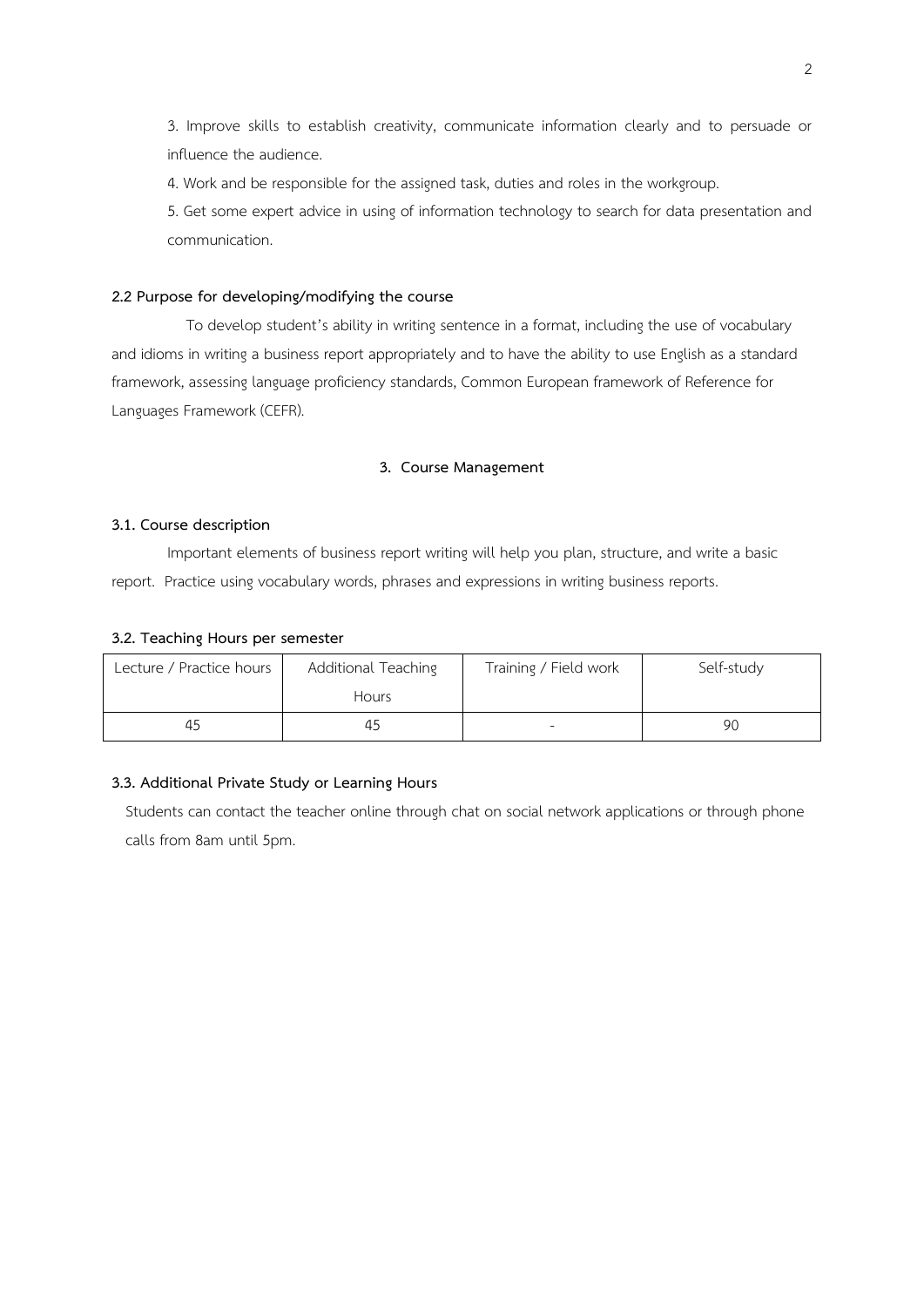3. Improve skills to establish creativity, communicate information clearly and to persuade or influence the audience.

4. Work and be responsible for the assigned task, duties and roles in the workgroup.

5. Get some expert advice in using of information technology to search for data presentation and communication.

**2.2 Purpose for developing/modifying the course**

To develop student's ability in writing sentence in a format, including the use of vocabulary and idioms in writing a business report appropriately and to have the ability to use English as a standard framework, assessing language proficiency standards, Common European framework of Reference for Languages Framework (CEFR).

## 3. Course Management

**3.1. Course description**

Important elements of business report writing will help you plan, structure, and write a basic report. Practice using vocabulary words, phrases and expressions in writing business reports.

**3.2. Teaching Hours per semester**

| Lecture / Practice hours | Additional Teaching Hours | Training / Field work | Self-study |
|---|---|---|---|
| 45 | 45 | - | 90 |

**3.3. Additional Private Study or Learning Hours**

Students can contact the teacher online through chat on social network applications or through phone calls from 8am until 5pm.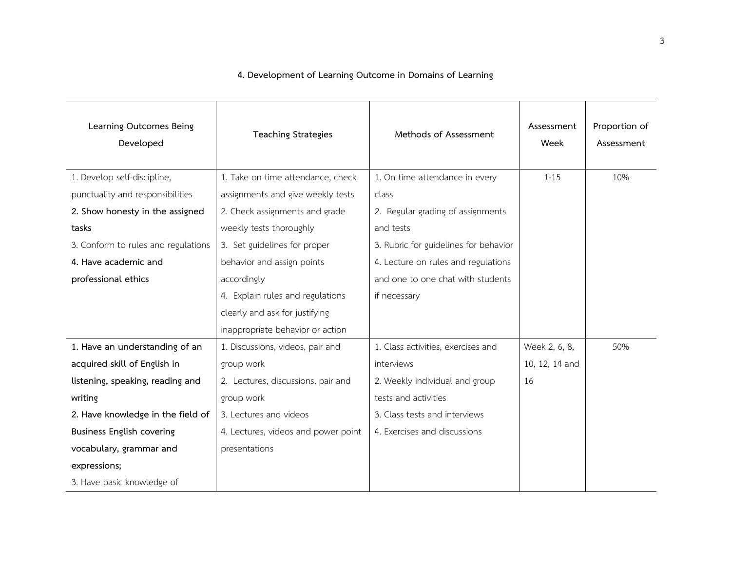## 4. Development of Learning Outcome in Domains of Learning

| Learning Outcomes Being Developed | Teaching Strategies | Methods of Assessment | Assessment Week | Proportion of Assessment |
|---|---|---|---|---|
| 1. Develop self-discipline, punctuality and responsibilities<br>**2. Show honesty in the assigned tasks**<br>3. Conform to rules and regulations<br>**4. Have academic and professional ethics** | 1. Take on time attendance, check assignments and give weekly tests<br>2. Check assignments and grade weekly tests thoroughly<br>3. Set guidelines for proper behavior and assign points accordingly<br>4. Explain rules and regulations clearly and ask for justifying inappropriate behavior or action | 1. On time attendance in every class<br>2. Regular grading of assignments and tests<br>3. Rubric for guidelines for behavior<br>4. Lecture on rules and regulations and one to one chat with students if necessary | 1-15 | 10% |
| **1. Have an understanding of an acquired skill of English in listening, speaking, reading and writing**<br>**2. Have knowledge in the field of Business English covering vocabulary, grammar and expressions;**<br>3. Have basic knowledge of | 1. Discussions, videos, pair and group work<br>2. Lectures, discussions, pair and group work<br>3. Lectures and videos<br>4. Lectures, videos and power point presentations | 1. Class activities, exercises and interviews<br>2. Weekly individual and group tests and activities<br>3. Class tests and interviews<br>4. Exercises and discussions | Week 2, 6, 8, 10, 12, 14 and 16 | 50% |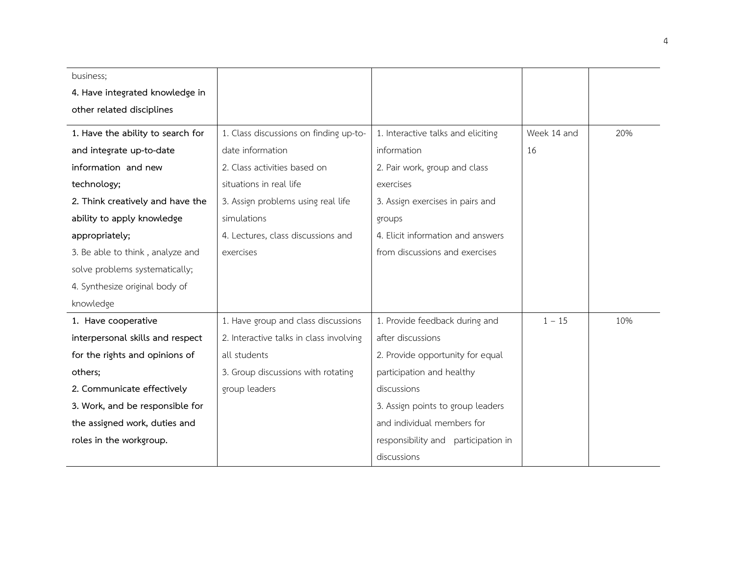| | | | | |
|---|---|---|---|---|
| business;<br>**4. Have integrated knowledge in other related disciplines** | | | | |
| **1. Have the ability to search for and integrate up-to-date information and new technology;**<br>**2. Think creatively and have the ability to apply knowledge appropriately;**<br>3. Be able to think , analyze and solve problems systematically;<br>4. Synthesize original body of knowledge | 1. Class discussions on finding up-to-date information<br>2. Class activities based on situations in real life<br>3. Assign problems using real life simulations<br>4. Lectures, class discussions and exercises | 1. Interactive talks and eliciting information<br>2. Pair work, group and class exercises<br>3. Assign exercises in pairs and groups<br>4. Elicit information and answers from discussions and exercises | Week 14 and 16 | 20% |
| **1. Have cooperative interpersonal skills and respect for the rights and opinions of others;**<br>**2. Communicate effectively**<br>**3. Work, and be responsible for the assigned work, duties and roles in the workgroup.** | 1. Have group and class discussions<br>2. Interactive talks in class involving all students<br>3. Group discussions with rotating group leaders | 1. Provide feedback during and after discussions<br>2. Provide opportunity for equal participation and healthy discussions<br>3. Assign points to group leaders and individual members for responsibility and participation in discussions | 1 – 15 | 10% |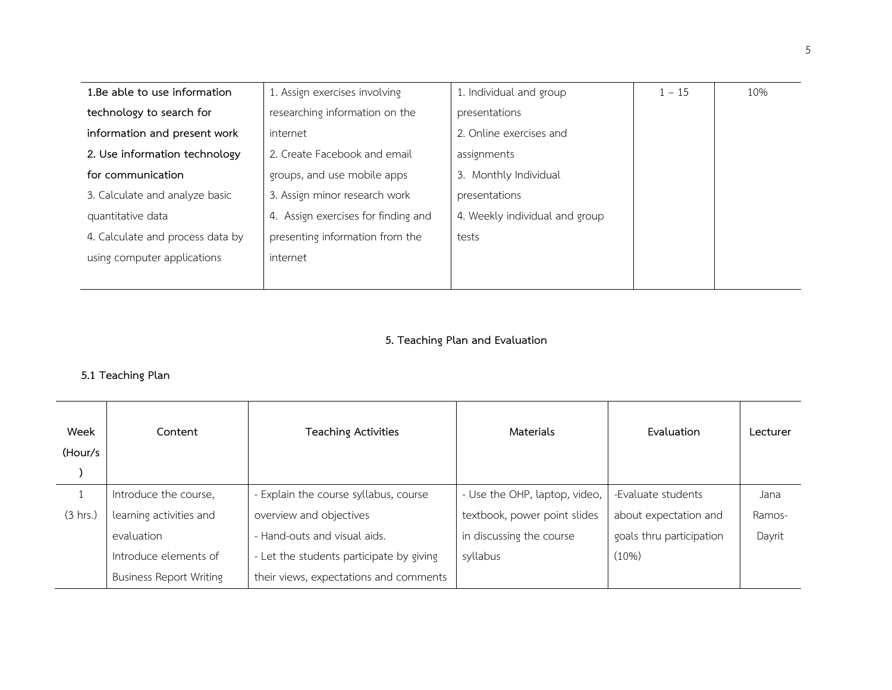| | | | | |
|---|---|---|---|---|
| **1.Be able to use information technology to search for information and present work**<br>**2. Use information technology for communication**<br>3. Calculate and analyze basic quantitative data<br>4. Calculate and process data by using computer applications | 1. Assign exercises involving researching information on the internet<br>2. Create Facebook and email groups, and use mobile apps<br>3. Assign minor research work<br>4. Assign exercises for finding and presenting information from the internet | 1. Individual and group presentations<br>2. Online exercises and assignments<br>3. Monthly Individual presentations<br>4. Weekly individual and group tests | 1 – 15 | 10% |

## 5. Teaching Plan and Evaluation

### 5.1 Teaching Plan

| Week (Hour/s) | Content | Teaching Activities | Materials | Evaluation | Lecturer |
|---|---|---|---|---|---|
| 1 (3 hrs.) | Introduce the course, learning activities and evaluation<br>Introduce elements of Business Report Writing | - Explain the course syllabus, course overview and objectives<br>- Hand-outs and visual aids.<br>- Let the students participate by giving their views, expectations and comments | - Use the OHP, laptop, video, textbook, power point slides in discussing the course syllabus | -Evaluate students about expectation and goals thru participation (10%) | Jana Ramos-Dayrit |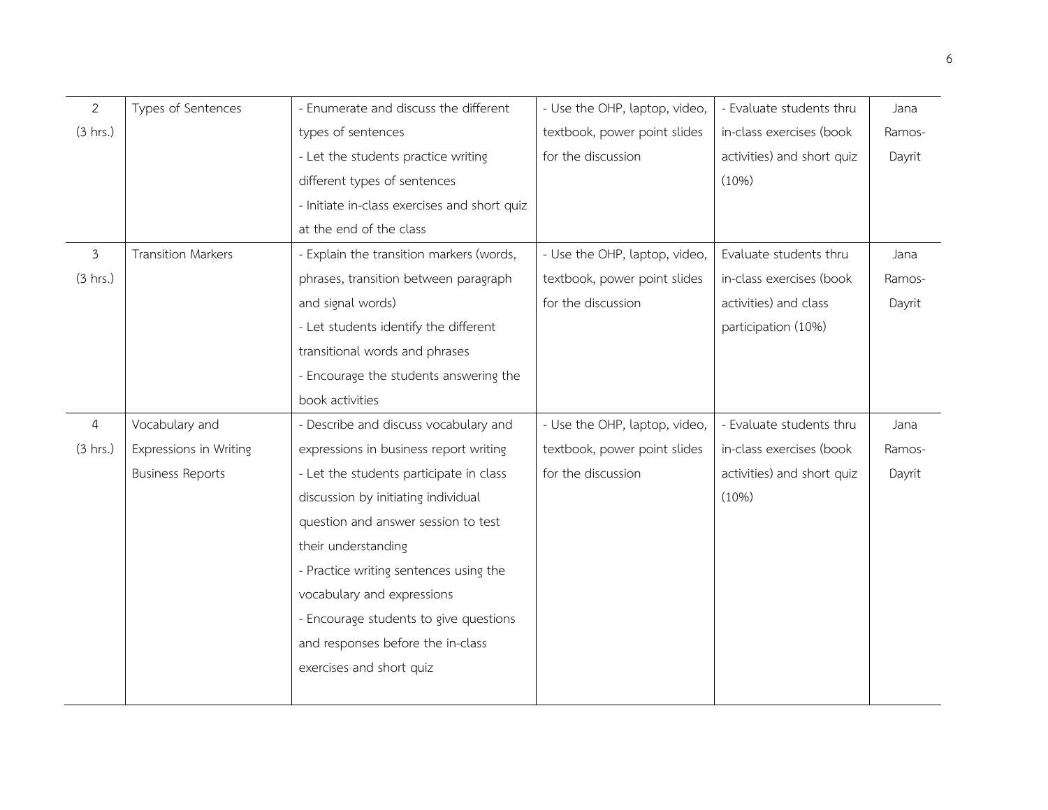| | | | | | |
|---|---|---|---|---|---|
| 2 (3 hrs.) | Types of Sentences | - Enumerate and discuss the different types of sentences<br>- Let the students practice writing different types of sentences<br>- Initiate in-class exercises and short quiz at the end of the class | - Use the OHP, laptop, video, textbook, power point slides for the discussion | - Evaluate students thru in-class exercises (book activities) and short quiz (10%) | Jana Ramos-Dayrit |
| 3 (3 hrs.) | Transition Markers | - Explain the transition markers (words, phrases, transition between paragraph and signal words)<br>- Let students identify the different transitional words and phrases<br>- Encourage the students answering the book activities | - Use the OHP, laptop, video, textbook, power point slides for the discussion | Evaluate students thru in-class exercises (book activities) and class participation (10%) | Jana Ramos-Dayrit |
| 4 (3 hrs.) | Vocabulary and Expressions in Writing Business Reports | - Describe and discuss vocabulary and expressions in business report writing<br>- Let the students participate in class discussion by initiating individual question and answer session to test their understanding<br>- Practice writing sentences using the vocabulary and expressions<br>- Encourage students to give questions and responses before the in-class exercises and short quiz | - Use the OHP, laptop, video, textbook, power point slides for the discussion | - Evaluate students thru in-class exercises (book activities) and short quiz (10%) | Jana Ramos-Dayrit |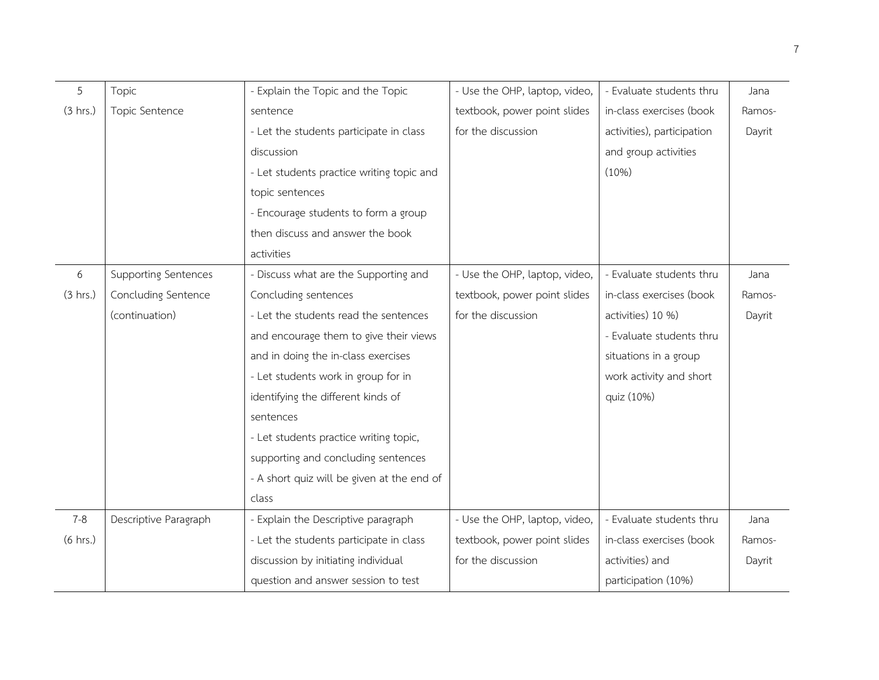| 5 (3 hrs.) | Topic<br>Topic Sentence | - Explain the Topic and the Topic sentence<br>- Let the students participate in class discussion<br>- Let students practice writing topic and topic sentences<br>- Encourage students to form a group then discuss and answer the book activities | - Use the OHP, laptop, video, textbook, power point slides for the discussion | - Evaluate students thru in-class exercises (book activities), participation and group activities (10%) | Jana Ramos-Dayrit |
|---|---|---|---|---|---|
| 6 (3 hrs.) | Supporting Sentences<br>Concluding Sentence (continuation) | - Discuss what are the Supporting and Concluding sentences<br>- Let the students read the sentences and encourage them to give their views and in doing the in-class exercises<br>- Let students work in group for in identifying the different kinds of sentences<br>- Let students practice writing topic, supporting and concluding sentences<br>- A short quiz will be given at the end of class | - Use the OHP, laptop, video, textbook, power point slides for the discussion | - Evaluate students thru in-class exercises (book activities) 10 %)<br>- Evaluate students thru situations in a group work activity and short quiz (10%) | Jana Ramos-Dayrit |
| 7-8 (6 hrs.) | Descriptive Paragraph | - Explain the Descriptive paragraph<br>- Let the students participate in class discussion by initiating individual question and answer session to test | - Use the OHP, laptop, video, textbook, power point slides for the discussion | - Evaluate students thru in-class exercises (book activities) and participation (10%) | Jana Ramos-Dayrit |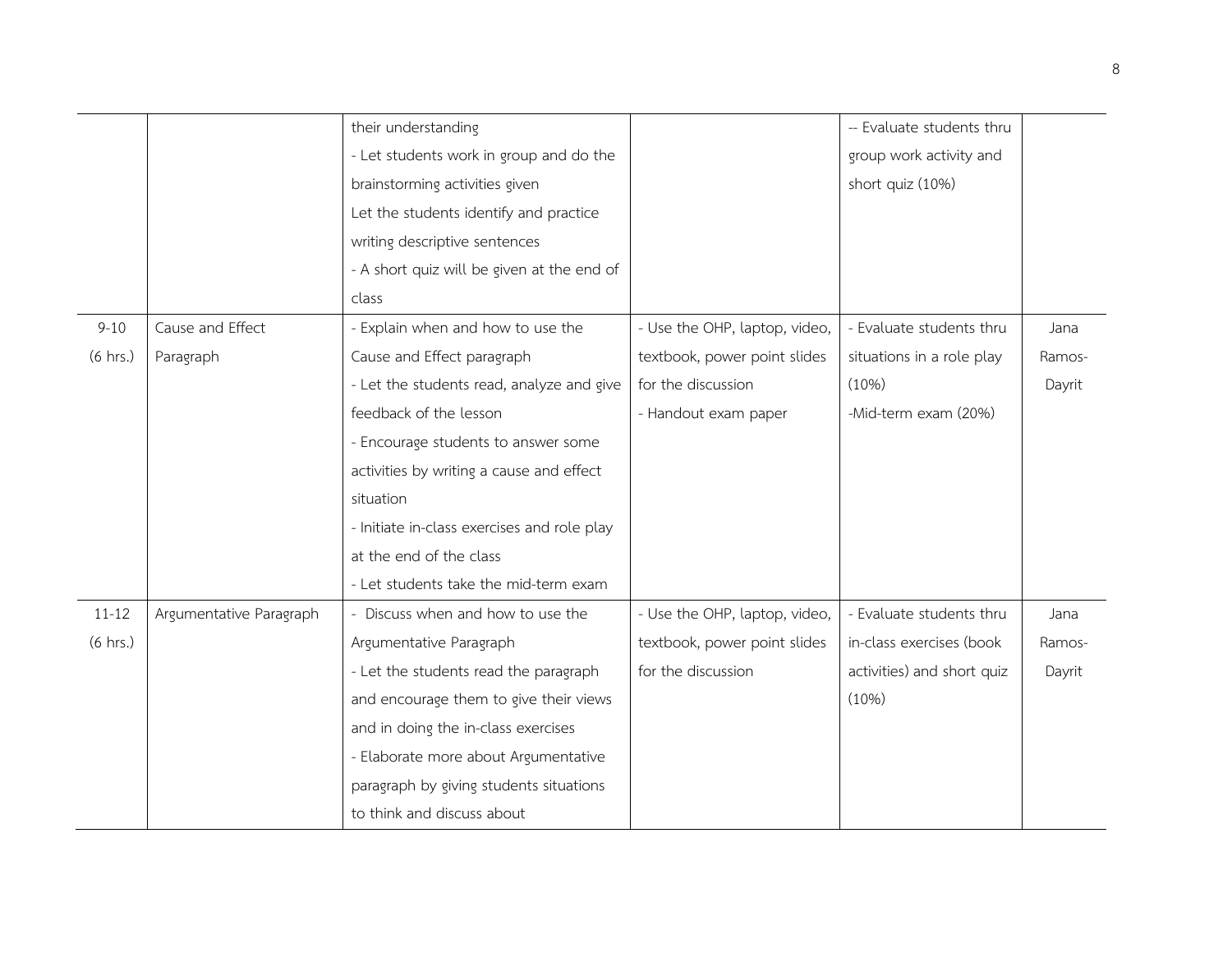| | | | | | |
|---|---|---|---|---|---|
| | | their understanding<br>- Let students work in group and do the brainstorming activities given<br>Let the students identify and practice writing descriptive sentences<br>- A short quiz will be given at the end of class | | -- Evaluate students thru group work activity and short quiz (10%) | |
| 9-10<br>(6 hrs.) | Cause and Effect Paragraph | - Explain when and how to use the Cause and Effect paragraph<br>- Let the students read, analyze and give feedback of the lesson<br>- Encourage students to answer some activities by writing a cause and effect situation<br>- Initiate in-class exercises and role play at the end of the class<br>- Let students take the mid-term exam | - Use the OHP, laptop, video, textbook, power point slides for the discussion<br>- Handout exam paper | - Evaluate students thru situations in a role play (10%)<br>-Mid-term exam (20%) | Jana Ramos-Dayrit |
| 11-12<br>(6 hrs.) | Argumentative Paragraph | - Discuss when and how to use the Argumentative Paragraph<br>- Let the students read the paragraph and encourage them to give their views and in doing the in-class exercises<br>- Elaborate more about Argumentative paragraph by giving students situations to think and discuss about | - Use the OHP, laptop, video, textbook, power point slides for the discussion | - Evaluate students thru in-class exercises (book activities) and short quiz (10%) | Jana Ramos-Dayrit |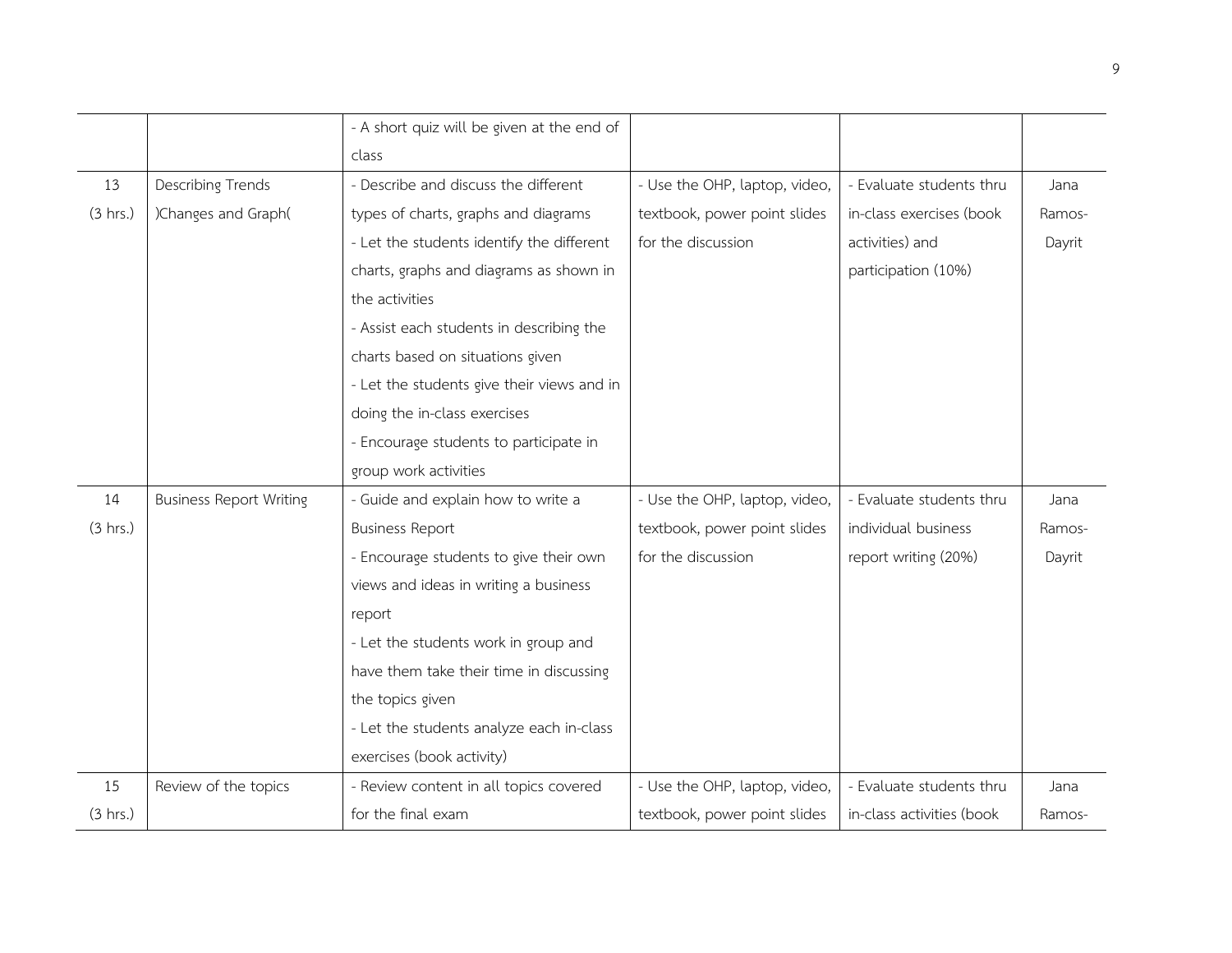| | | | | | |
|---|---|---|---|---|---|
| | | - A short quiz will be given at the end of class | | | |
| 13 (3 hrs.) | Describing Trends )Changes and Graph( | - Describe and discuss the different types of charts, graphs and diagrams<br>- Let the students identify the different charts, graphs and diagrams as shown in the activities<br>- Assist each students in describing the charts based on situations given<br>- Let the students give their views and in doing the in-class exercises<br>- Encourage students to participate in group work activities | - Use the OHP, laptop, video, textbook, power point slides for the discussion | - Evaluate students thru in-class exercises (book activities) and participation (10%) | Jana Ramos-Dayrit |
| 14 (3 hrs.) | Business Report Writing | - Guide and explain how to write a Business Report<br>- Encourage students to give their own views and ideas in writing a business report<br>- Let the students work in group and have them take their time in discussing the topics given<br>- Let the students analyze each in-class exercises (book activity) | - Use the OHP, laptop, video, textbook, power point slides for the discussion | - Evaluate students thru individual business report writing (20%) | Jana Ramos-Dayrit |
| 15 (3 hrs.) | Review of the topics | - Review content in all topics covered for the final exam | - Use the OHP, laptop, video, textbook, power point slides | - Evaluate students thru in-class activities (book | Jana Ramos- |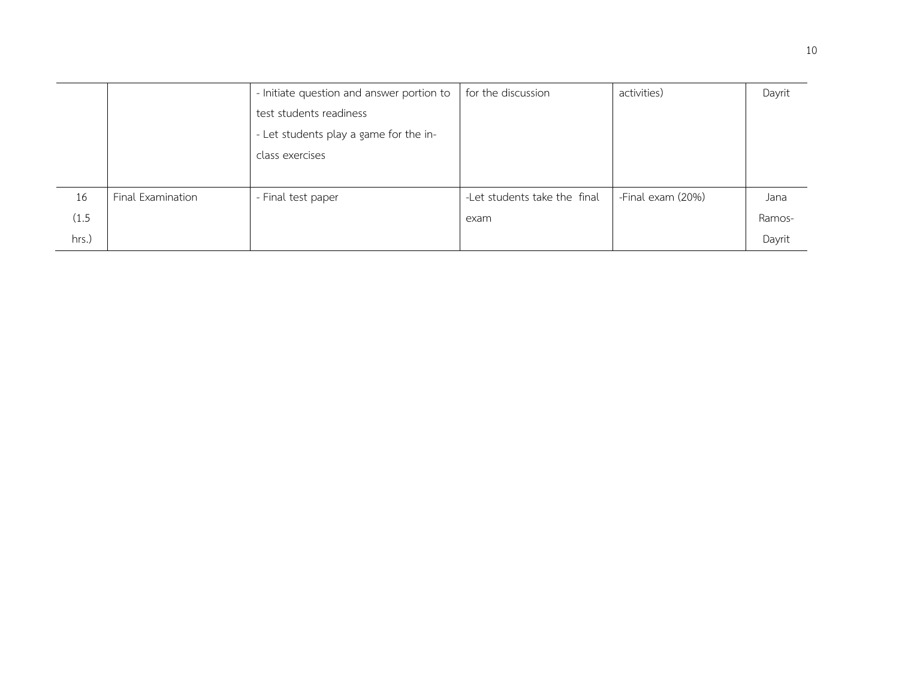| | | | | | |
|---|---|---|---|---|---|
| | | - Initiate question and answer portion to test students readiness<br>- Let students play a game for the in-class exercises | for the discussion | activities) | Dayrit |
| 16 (1.5 hrs.) | Final Examination | - Final test paper | -Let students take the final exam | -Final exam (20%) | Jana Ramos-Dayrit |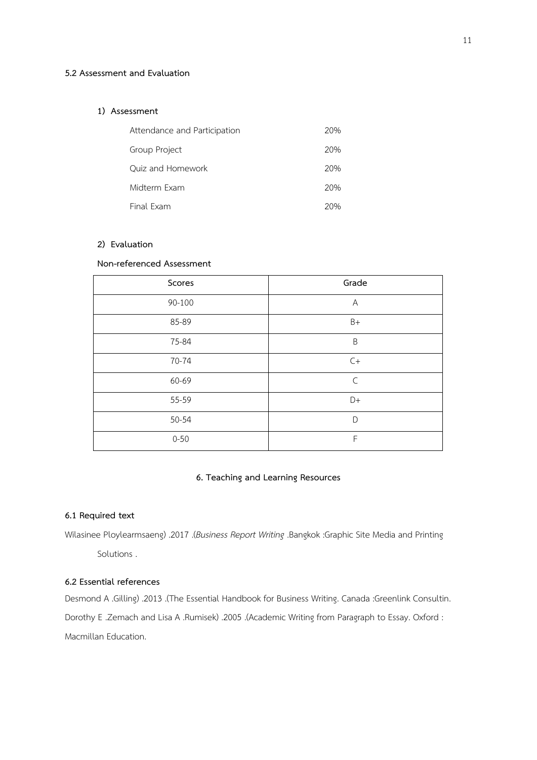### 5.2 Assessment and Evaluation

#### 1) Assessment

| | |
|---|---|
| Attendance and Participation | 20% |
| Group Project | 20% |
| Quiz and Homework | 20% |
| Midterm Exam | 20% |
| Final Exam | 20% |

#### 2) Evaluation

**Non-referenced Assessment**

| Scores | Grade |
|---|---|
| 90-100 | A |
| 85-89 | B+ |
| 75-84 | B |
| 70-74 | C+ |
| 60-69 | C |
| 55-59 | D+ |
| 50-54 | D |
| 0-50 | F |

## 6. Teaching and Learning Resources

### 6.1 Required text

Wilasinee Ploylearmsaeng) .2017 .(*Business Report Writing* .Bangkok :Graphic Site Media and Printing Solutions .

### 6.2 Essential references

Desmond A .Gilling) .2013 .(The Essential Handbook for Business Writing. Canada :Greenlink Consultin.

Dorothy E .Zemach and Lisa A .Rumisek) .2005 .(Academic Writing from Paragraph to Essay. Oxford : Macmillan Education.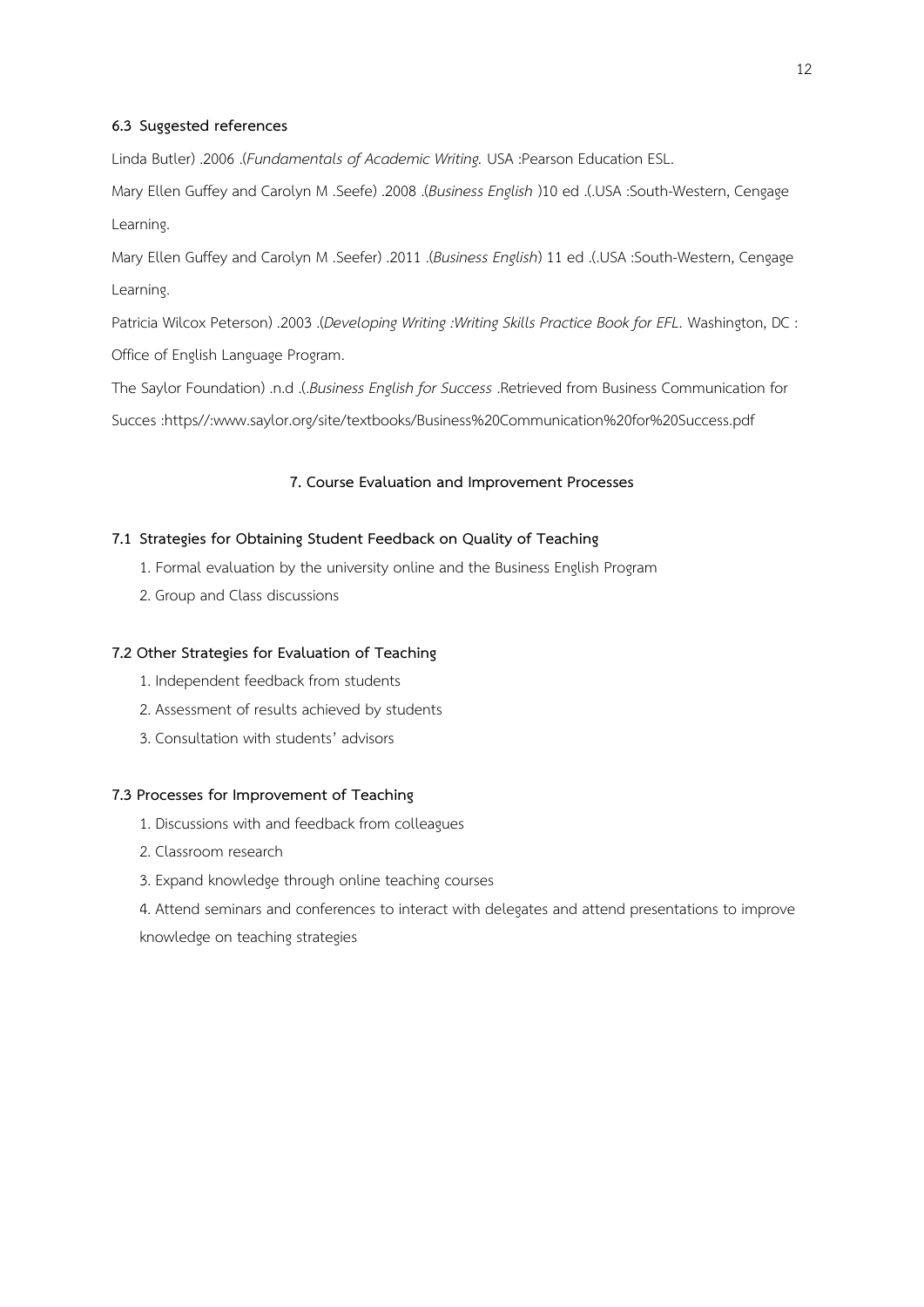#### 6.3 Suggested references

Linda Butler) .2006 .(*Fundamentals of Academic Writing.* USA :Pearson Education ESL.

Mary Ellen Guffey and Carolyn M .Seefe) .2008 .(*Business English* )10 ed .(.USA :South-Western, Cengage Learning.

Mary Ellen Guffey and Carolyn M .Seefer) .2011 .(*Business English*) 11 ed .(.USA :South-Western, Cengage Learning.

Patricia Wilcox Peterson) .2003 .(*Developing Writing :Writing Skills Practice Book for EFL*. Washington, DC : Office of English Language Program.

The Saylor Foundation) .n.d .(.*Business English for Success* .Retrieved from Business Communication for Succes :https//:www.saylor.org/site/textbooks/Business%20Communication%20for%20Success.pdf

## 7. Course Evaluation and Improvement Processes

#### 7.1 Strategies for Obtaining Student Feedback on Quality of Teaching

1. Formal evaluation by the university online and the Business English Program
2. Group and Class discussions

#### 7.2 Other Strategies for Evaluation of Teaching

1. Independent feedback from students
2. Assessment of results achieved by students
3. Consultation with students' advisors

#### 7.3 Processes for Improvement of Teaching

1. Discussions with and feedback from colleagues
2. Classroom research
3. Expand knowledge through online teaching courses
4. Attend seminars and conferences to interact with delegates and attend presentations to improve knowledge on teaching strategies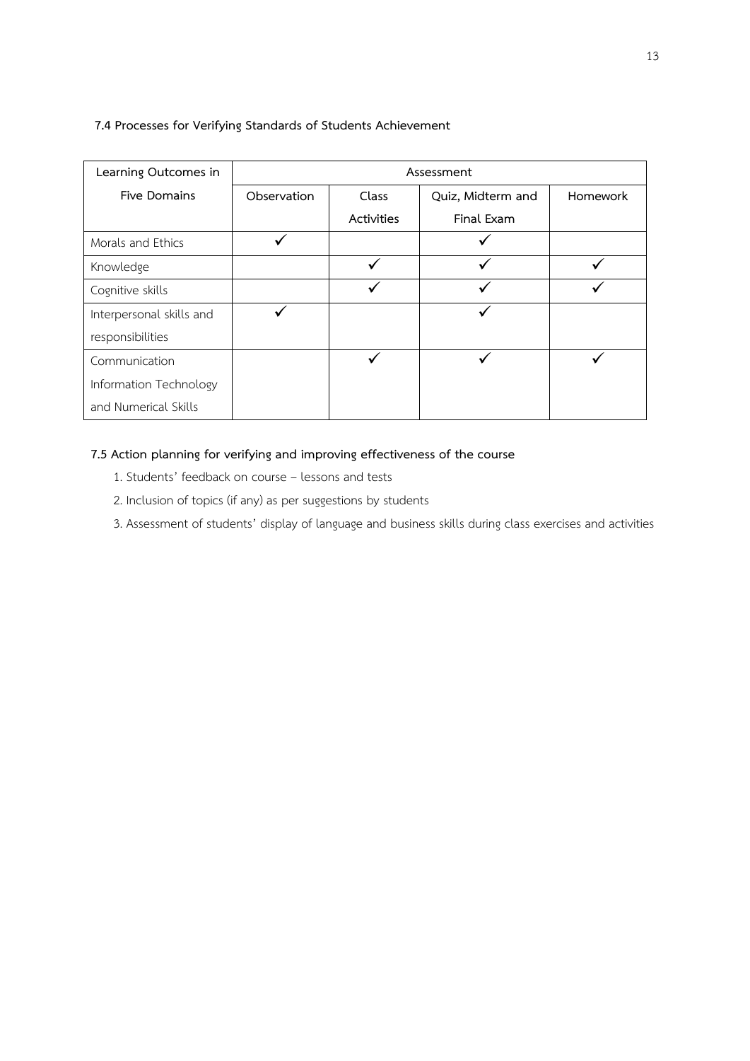#### 7.4 Processes for Verifying Standards of Students Achievement

| Learning Outcomes in Five Domains | Assessment | | | |
|---|---|---|---|---|
| | Observation | Class Activities | Quiz, Midterm and Final Exam | Homework |
| Morals and Ethics | ✓ | | ✓ | |
| Knowledge | | ✓ | ✓ | ✓ |
| Cognitive skills | | ✓ | ✓ | ✓ |
| Interpersonal skills and responsibilities | ✓ | | ✓ | |
| Communication Information Technology and Numerical Skills | | ✓ | ✓ | ✓ |

#### 7.5 Action planning for verifying and improving effectiveness of the course

1. Students' feedback on course – lessons and tests
2. Inclusion of topics (if any) as per suggestions by students
3. Assessment of students' display of language and business skills during class exercises and activities